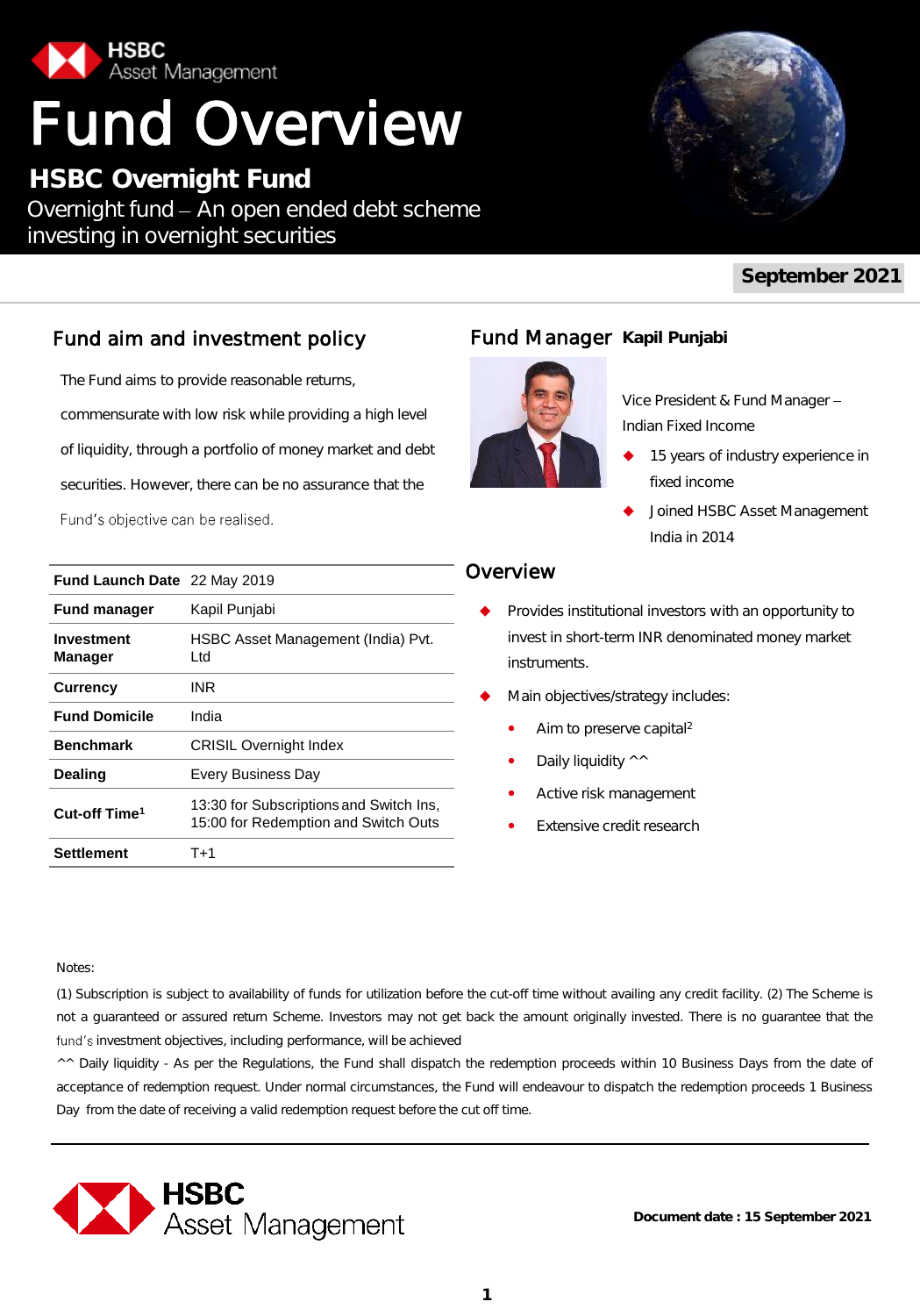HSBC Asset Management

# Fund Overview

## HSBC Overnight Fund

Overnight fund – An open ended debt scheme investing in overnight securities

**September 2021**

## Fund aim and investment policy

The Fund aims to provide reasonable returns, commensurate with low risk while providing a high level of liquidity, through a portfolio of money market and debt securities. However, there can be no assurance that the Fund's objective can be realised.

| | |
|---|---|
| **Fund Launch Date** | 22 May 2019 |
| **Fund manager** | Kapil Punjabi |
| **Investment Manager** | HSBC Asset Management (India) Pvt. Ltd |
| **Currency** | INR |
| **Fund Domicile** | India |
| **Benchmark** | CRISIL Overnight Index |
| **Dealing** | Every Business Day |
| **Cut-off Time[1]** | 13:30 for Subscriptions and Switch Ins, 15:00 for Redemption and Switch Outs |
| **Settlement** | T+1 |

## Fund Manager **Kapil Punjabi**

Vice President & Fund Manager – Indian Fixed Income

- 15 years of industry experience in fixed income
- Joined HSBC Asset Management India in 2014

## Overview

- Provides institutional investors with an opportunity to invest in short-term INR denominated money market instruments.
- Main objectives/strategy includes:
  - Aim to preserve capital[2]
  - Daily liquidity ^^
  - Active risk management
  - Extensive credit research

Notes:

(1) Subscription is subject to availability of funds for utilization before the cut-off time without availing any credit facility. (2) The Scheme is not a guaranteed or assured return Scheme. Investors may not get back the amount originally invested. There is no guarantee that the fund's investment objectives, including performance, will be achieved

^^ Daily liquidity - As per the Regulations, the Fund shall dispatch the redemption proceeds within 10 Business Days from the date of acceptance of redemption request. Under normal circumstances, the Fund will endeavour to dispatch the redemption proceeds 1 Business Day from the date of receiving a valid redemption request before the cut off time.

HSBC Asset Management

**Document date : 15 September 2021**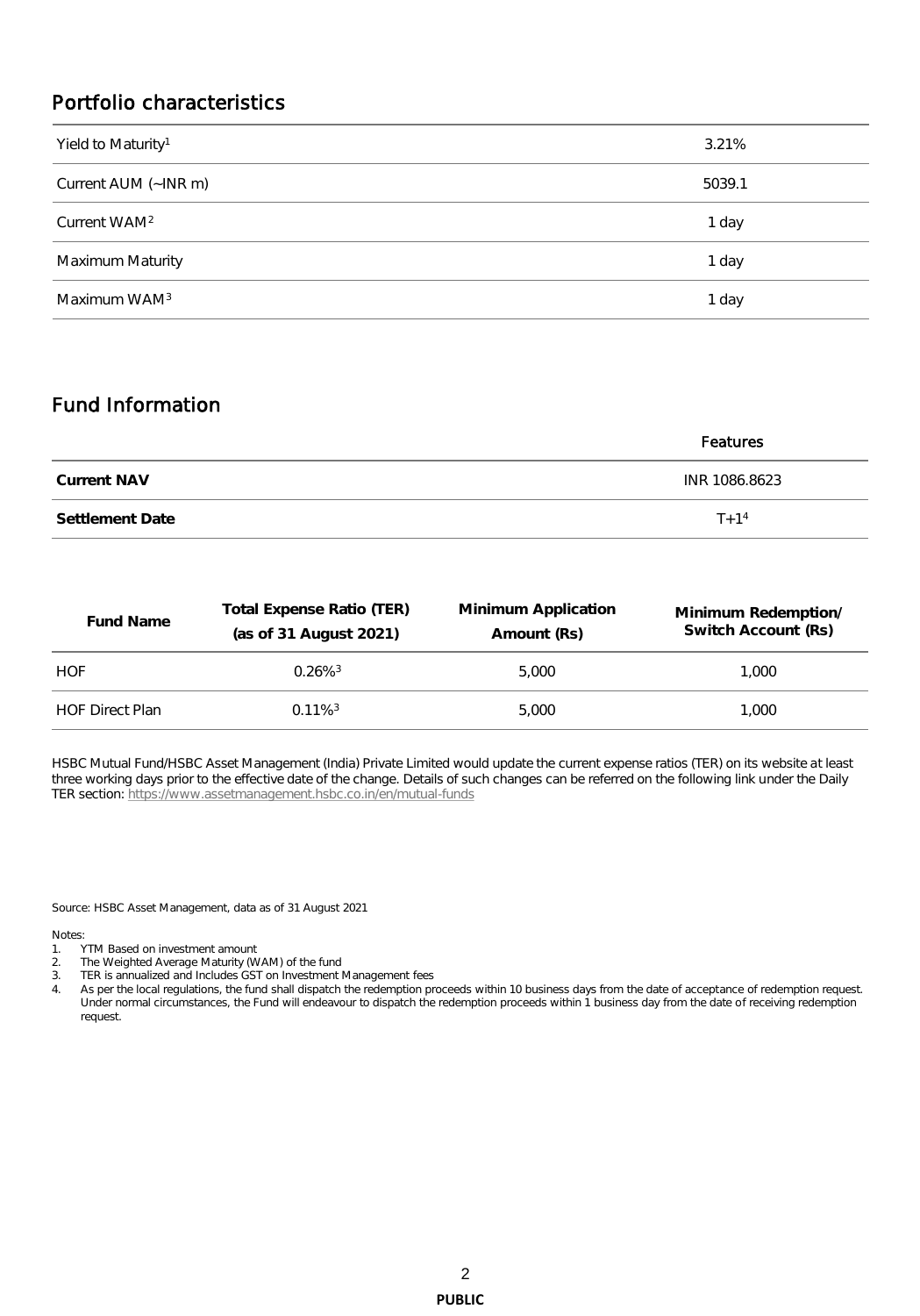## Portfolio characteristics

| | |
|---|---|
| Yield to Maturity[1] | 3.21% |
| Current AUM (~INR m) | 5039.1 |
| Current WAM[2] | 1 day |
| Maximum Maturity | 1 day |
| Maximum WAM[3] | 1 day |

## Fund Information

| | Features |
|---|---|
| **Current NAV** | INR 1086.8623 |
| **Settlement Date** | T+1[4] |

| Fund Name | Total Expense Ratio (TER) (as of 31 August 2021) | Minimum Application Amount (Rs) | Minimum Redemption/ Switch Account (Rs) |
|---|---|---|---|
| HOF | 0.26%[3] | 5,000 | 1,000 |
| HOF Direct Plan | 0.11%[3] | 5,000 | 1,000 |

HSBC Mutual Fund/HSBC Asset Management (India) Private Limited would update the current expense ratios (TER) on its website at least three working days prior to the effective date of the change. Details of such changes can be referred on the following link under the Daily TER section: https://www.assetmanagement.hsbc.co.in/en/mutual-funds

Source: HSBC Asset Management, data as of 31 August 2021

Notes:

1. YTM Based on investment amount
2. The Weighted Average Maturity (WAM) of the fund
3. TER is annualized and Includes GST on Investment Management fees
4. As per the local regulations, the fund shall dispatch the redemption proceeds within 10 business days from the date of acceptance of redemption request. Under normal circumstances, the Fund will endeavour to dispatch the redemption proceeds within 1 business day from the date of receiving redemption request.

PUBLIC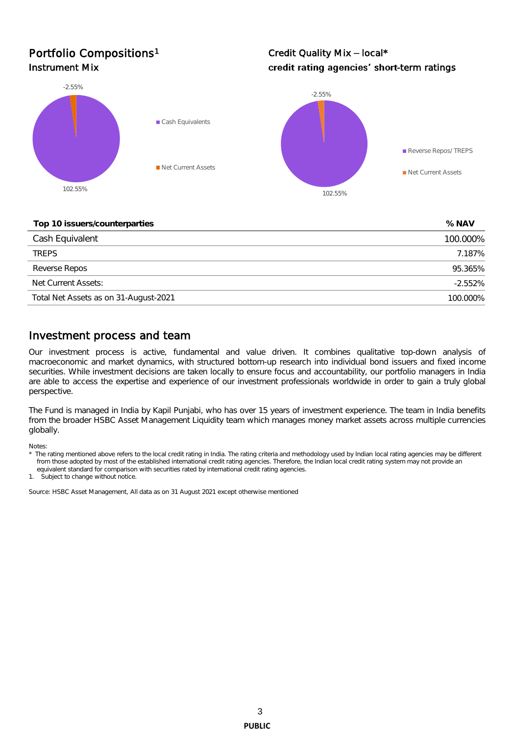## Portfolio Compositions[1]

### Instrument Mix

- Cash Equivalents: 102.55%
- Net Current Assets: -2.55%

### Credit Quality Mix – local*

**credit rating agencies' short-term ratings**

- Reverse Repos/ TREPS: 102.55%
- Net Current Assets: -2.55%

| Top 10 issuers/counterparties | % NAV |
|---|---|
| Cash Equivalent | 100.000% |
| TREPS | 7.187% |
| Reverse Repos | 95.365% |
| Net Current Assets: | -2.552% |
| Total Net Assets as on 31-August-2021 | 100.000% |

## Investment process and team

Our investment process is active, fundamental and value driven. It combines qualitative top-down analysis of macroeconomic and market dynamics, with structured bottom-up research into individual bond issuers and fixed income securities. While investment decisions are taken locally to ensure focus and accountability, our portfolio managers in India are able to access the expertise and experience of our investment professionals worldwide in order to gain a truly global perspective.

The Fund is managed in India by Kapil Punjabi, who has over 15 years of investment experience. The team in India benefits from the broader HSBC Asset Management Liquidity team which manages money market assets across multiple currencies globally.

Notes:

\* The rating mentioned above refers to the local credit rating in India. The rating criteria and methodology used by Indian local rating agencies may be different from those adopted by most of the established international credit rating agencies. Therefore, the Indian local credit rating system may not provide an equivalent standard for comparison with securities rated by international credit rating agencies.

1. Subject to change without notice.

Source: HSBC Asset Management, All data as on 31 August 2021 except otherwise mentioned

**PUBLIC**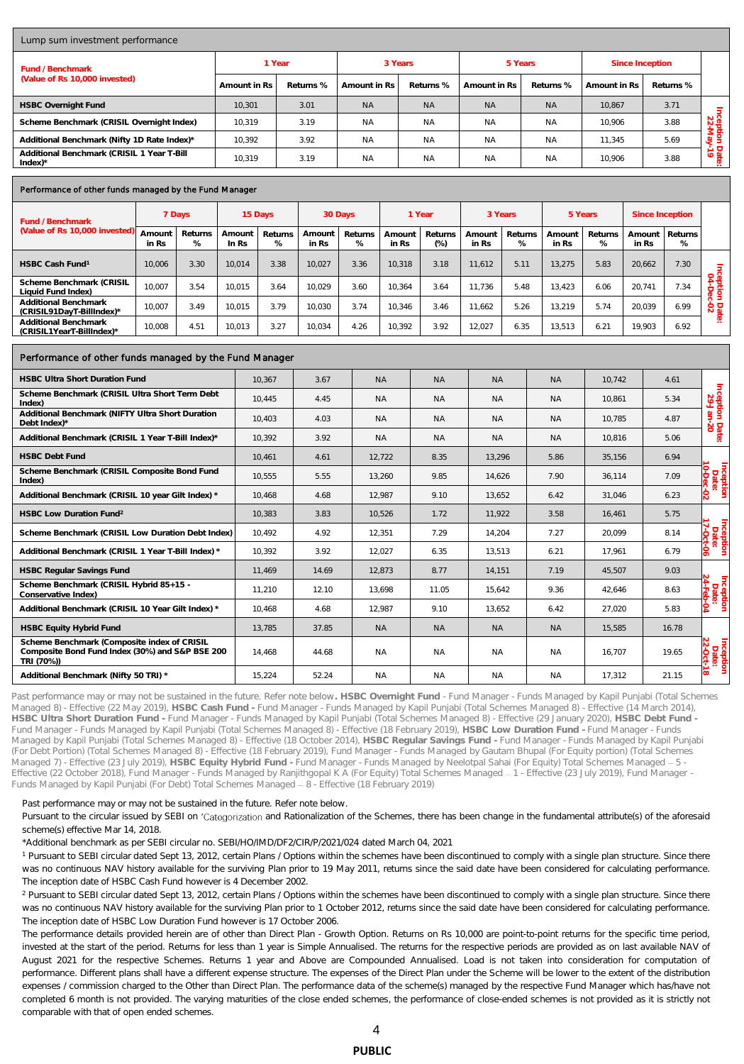## Lump sum investment performance

| Fund / Benchmark (Value of Rs 10,000 invested) | 1 Year | | 3 Years | | 5 Years | | Since Inception | | |
|---|---|---|---|---|---|---|---|---|---|
| | Amount in Rs | Returns % | Amount in Rs | Returns % | Amount in Rs | Returns % | Amount in Rs | Returns % | |
| **HSBC Overnight Fund** | 10,301 | 3.01 | NA | NA | NA | NA | 10,867 | 3.71 | Inception Date: 22-May-19 |
| Scheme Benchmark (CRISIL Overnight Index) | 10,319 | 3.19 | NA | NA | NA | NA | 10,906 | 3.88 | |
| Additional Benchmark (Nifty 1D Rate Index)* | 10,392 | 3.92 | NA | NA | NA | NA | 11,345 | 5.69 | |
| Additional Benchmark (CRISIL 1 Year T-Bill Index)* | 10,319 | 3.19 | NA | NA | NA | NA | 10,906 | 3.88 | |

## Performance of other funds managed by the Fund Manager

| Fund / Benchmark (Value of Rs 10,000 invested) | 7 Days | | 15 Days | | 30 Days | | 1 Year | | 3 Years | | 5 Years | | Since Inception | | |
|---|---|---|---|---|---|---|---|---|---|---|---|---|---|---|---|
| | Amount in Rs | Returns % | Amount In Rs | Returns % | Amount in Rs | Returns % | Amount in Rs | Returns (%) | Amount in Rs | Returns % | Amount in Rs | Returns % | Amount in Rs | Returns % | |
| **HSBC Cash Fund**[1] | 10,006 | 3.30 | 10,014 | 3.38 | 10,027 | 3.36 | 10,318 | 3.18 | 11,612 | 5.11 | 13,275 | 5.83 | 20,662 | 7.30 | Inception Date: 04-Dec-02 |
| Scheme Benchmark (CRISIL Liquid Fund Index) | 10,007 | 3.54 | 10,015 | 3.64 | 10,029 | 3.60 | 10,364 | 3.64 | 11,736 | 5.48 | 13,423 | 6.06 | 20,741 | 7.34 | |
| Additional Benchmark (CRISIL91DayT-BillIndex)* | 10,007 | 3.49 | 10,015 | 3.79 | 10,030 | 3.74 | 10,346 | 3.46 | 11,662 | 5.26 | 13,219 | 5.74 | 20,039 | 6.99 | |
| Additional Benchmark (CRISIL1YearT-BillIndex)* | 10,008 | 4.51 | 10,013 | 3.27 | 10,034 | 4.26 | 10,392 | 3.92 | 12,027 | 6.35 | 13,513 | 6.21 | 19,903 | 6.92 | |

## Performance of other funds managed by the Fund Manager

| Fund / Benchmark | 1 Year Amount in Rs | 1 Year Returns % | 3 Years Amount in Rs | 3 Years Returns % | 5 Years Amount in Rs | 5 Years Returns % | Since Inception Amount in Rs | Since Inception Returns % | |
|---|---|---|---|---|---|---|---|---|---|
| **HSBC Ultra Short Duration Fund** | 10,367 | 3.67 | NA | NA | NA | NA | 10,742 | 4.61 | Inception Date: 29-Jan-20 |
| Scheme Benchmark (CRISIL Ultra Short Term Debt Index) | 10,445 | 4.45 | NA | NA | NA | NA | 10,861 | 5.34 | |
| Additional Benchmark (NIFTY Ultra Short Duration Debt Index)* | 10,403 | 4.03 | NA | NA | NA | NA | 10,785 | 4.87 | |
| Additional Benchmark (CRISIL 1 Year T-Bill Index)* | 10,392 | 3.92 | NA | NA | NA | NA | 10,816 | 5.06 | |
| **HSBC Debt Fund** | 10,461 | 4.61 | 12,722 | 8.35 | 13,296 | 5.86 | 35,156 | 6.94 | Inception Date: 10-Dec-02 |
| Scheme Benchmark (CRISIL Composite Bond Fund Index) | 10,555 | 5.55 | 13,260 | 9.85 | 14,626 | 7.90 | 36,114 | 7.09 | |
| Additional Benchmark (CRISIL 10 year Gilt Index) * | 10,468 | 4.68 | 12,987 | 9.10 | 13,652 | 6.42 | 31,046 | 6.23 | |
| **HSBC Low Duration Fund**[2] | 10,383 | 3.83 | 10,526 | 1.72 | 11,922 | 3.58 | 16,461 | 5.75 | Inception Date: 17-Oct-06 |
| Scheme Benchmark (CRISIL Low Duration Debt Index) | 10,492 | 4.92 | 12,351 | 7.29 | 14,204 | 7.27 | 20,099 | 8.14 | |
| Additional Benchmark (CRISIL 1 Year T-Bill Index) * | 10,392 | 3.92 | 12,027 | 6.35 | 13,513 | 6.21 | 17,961 | 6.79 | |
| **HSBC Regular Savings Fund** | 11,469 | 14.69 | 12,873 | 8.77 | 14,151 | 7.19 | 45,507 | 9.03 | Inception Date: 24-Feb-04 |
| Scheme Benchmark (CRISIL Hybrid 85+15 - Conservative Index) | 11,210 | 12.10 | 13,698 | 11.05 | 15,642 | 9.36 | 42,646 | 8.63 | |
| Additional Benchmark (CRISIL 10 Year Gilt Index) * | 10,468 | 4.68 | 12,987 | 9.10 | 13,652 | 6.42 | 27,020 | 5.83 | |
| **HSBC Equity Hybrid Fund** | 13,785 | 37.85 | NA | NA | NA | NA | 15,585 | 16.78 | Inception Date: 22-Oct-18 |
| Scheme Benchmark (Composite index of CRISIL Composite Bond Fund Index (30%) and S&P BSE 200 TRI (70%)) | 14,468 | 44.68 | NA | NA | NA | NA | 16,707 | 19.65 | |
| Additional Benchmark (Nifty 50 TRI) * | 15,224 | 52.24 | NA | NA | NA | NA | 17,312 | 21.15 | |

Past performance may or may not be sustained in the future. Refer note below**. HSBC Overnight Fund** - Fund Manager - Funds Managed by Kapil Punjabi (Total Schemes Managed 8) - Effective (22 May 2019), **HSBC Cash Fund -** Fund Manager - Funds Managed by Kapil Punjabi (Total Schemes Managed 8) - Effective (14 March 2014), **HSBC Ultra Short Duration Fund -** Fund Manager - Funds Managed by Kapil Punjabi (Total Schemes Managed 8) - Effective (29 January 2020), **HSBC Debt Fund -** Fund Manager - Funds Managed by Kapil Punjabi (Total Schemes Managed 8) - Effective (18 February 2019), **HSBC Low Duration Fund -** Fund Manager - Funds Managed by Kapil Punjabi (Total Schemes Managed 8) - Effective (18 October 2014), **HSBC Regular Savings Fund -** Fund Manager - Funds Managed by Kapil Punjabi (For Debt Portion) (Total Schemes Managed 8) - Effective (18 February 2019), Fund Manager - Funds Managed by Gautam Bhupal (For Equity portion) (Total Schemes Managed 7) - Effective (23 July 2019), **HSBC Equity Hybrid Fund -** Fund Manager - Funds Managed by Neelotpal Sahai (For Equity) Total Schemes Managed – 5 - Effective (22 October 2018), Fund Manager - Funds Managed by Ranjithgopal K A (For Equity) Total Schemes Managed – 1 - Effective (23 July 2019), Fund Manager - Funds Managed by Kapil Punjabi (For Debt) Total Schemes Managed – 8 - Effective (18 February 2019)

Past performance may or may not be sustained in the future. Refer note below.

Pursuant to the circular issued by SEBI on 'Categorization and Rationalization of the Schemes, there has been change in the fundamental attribute(s) of the aforesaid scheme(s) effective Mar 14, 2018.

*Additional benchmark as per SEBI circular no. SEBI/HO/IMD/DF2/CIR/P/2021/024 dated March 04, 2021

[1] Pursuant to SEBI circular dated Sept 13, 2012, certain Plans / Options within the schemes have been discontinued to comply with a single plan structure. Since there was no continuous NAV history available for the surviving Plan prior to 19 May 2011, returns since the said date have been considered for calculating performance. The inception date of HSBC Cash Fund however is 4 December 2002.

[2] Pursuant to SEBI circular dated Sept 13, 2012, certain Plans / Options within the schemes have been discontinued to comply with a single plan structure. Since there was no continuous NAV history available for the surviving Plan prior to 1 October 2012, returns since the said date have been considered for calculating performance. The inception date of HSBC Low Duration Fund however is 17 October 2006.

The performance details provided herein are of other than Direct Plan - Growth Option. Returns on Rs 10,000 are point-to-point returns for the specific time period, invested at the start of the period. Returns for less than 1 year is Simple Annualised. The returns for the respective periods are provided as on last available NAV of August 2021 for the respective Schemes. Returns 1 year and Above are Compounded Annualised. Load is not taken into consideration for computation of performance. Different plans shall have a different expense structure. The expenses of the Direct Plan under the Scheme will be lower to the extent of the distribution expenses / commission charged to the Other than Direct Plan. The performance data of the scheme(s) managed by the respective Fund Manager which has/have not completed 6 month is not provided. The varying maturities of the close ended schemes, the performance of close-ended schemes is not provided as it is strictly not comparable with that of open ended schemes.

PUBLIC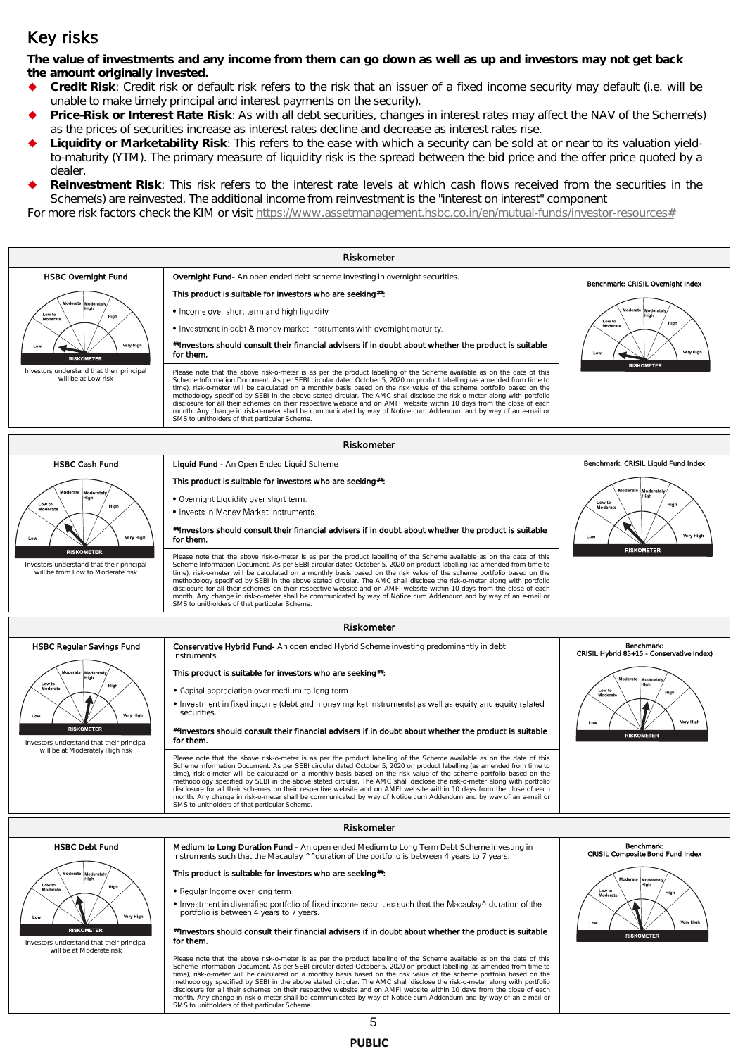# Key risks

**The value of investments and any income from them can go down as well as up and investors may not get back the amount originally invested.**

- **Credit Risk**: Credit risk or default risk refers to the risk that an issuer of a fixed income security may default (i.e. will be unable to make timely principal and interest payments on the security).
- **Price-Risk or Interest Rate Risk**: As with all debt securities, changes in interest rates may affect the NAV of the Scheme(s) as the prices of securities increase as interest rates decline and decrease as interest rates rise.
- **Liquidity or Marketability Risk**: This refers to the ease with which a security can be sold at or near to its valuation yield-to-maturity (YTM). The primary measure of liquidity risk is the spread between the bid price and the offer price quoted by a dealer.
- **Reinvestment Risk**: This risk refers to the interest rate levels at which cash flows received from the securities in the Scheme(s) are reinvested. The additional income from reinvestment is the "interest on interest" component

For more risk factors check the KIM or visit https://www.assetmanagement.hsbc.co.in/en/mutual-funds/investor-resources#

## Riskometer

| HSBC Overnight Fund | | Benchmark: CRISIL Overnight Index |
|---|---|---|
| Investors understand that their principal will be at Low risk | **Overnight Fund-** An open ended debt scheme investing in overnight securities.<br><br>**This product is suitable for investors who are seeking##:**<br>• Income over short term and high liquidity<br>• Investment in debt & money market instruments with overnight maturity.<br><br>**##Investors should consult their financial advisers if in doubt about whether the product is suitable for them.**<br><br>Please note that the above risk-o-meter is as per the product labelling of the Scheme available as on the date of this Scheme Information Document. As per SEBI circular dated October 5, 2020 on product labelling (as amended from time to time), risk-o-meter will be calculated on a monthly basis based on the risk value of the scheme portfolio based on the methodology specified by SEBI in the above stated circular. The AMC shall disclose the risk-o-meter along with portfolio disclosure for all their schemes on their respective website and on AMFI website within 10 days from the close of each month. Any change in risk-o-meter shall be communicated by way of Notice cum Addendum and by way of an e-mail or SMS to unitholders of that particular Scheme. | |

## Riskometer

| HSBC Cash Fund | | Benchmark: CRISIL Liquid Fund Index |
|---|---|---|
| Investors understand that their principal will be from Low to Moderate risk | **Liquid Fund -** An Open Ended Liquid Scheme<br><br>**This product is suitable for investors who are seeking##:**<br>• Overnight Liquidity over short term.<br>• Invests in Money Market Instruments.<br><br>**##Investors should consult their financial advisers if in doubt about whether the product is suitable for them.**<br><br>Please note that the above risk-o-meter is as per the product labelling of the Scheme available as on the date of this Scheme Information Document. As per SEBI circular dated October 5, 2020 on product labelling (as amended from time to time), risk-o-meter will be calculated on a monthly basis based on the risk value of the scheme portfolio based on the methodology specified by SEBI in the above stated circular. The AMC shall disclose the risk-o-meter along with portfolio disclosure for all their schemes on their respective website and on AMFI website within 10 days from the close of each month. Any change in risk-o-meter shall be communicated by way of Notice cum Addendum and by way of an e-mail or SMS to unitholders of that particular Scheme. | |

## Riskometer

| HSBC Regular Savings Fund | | Benchmark: CRISIL Hybrid 85+15 - Conservative Index) |
|---|---|---|
| Investors understand that their principal will be at Moderately High risk | **Conservative Hybrid Fund-** An open ended Hybrid Scheme investing predominantly in debt instruments.<br><br>**This product is suitable for investors who are seeking##:**<br>• Capital appreciation over medium to long term.<br>• Investment in fixed income (debt and money market instruments) as well as equity and equity related securities.<br><br>**##Investors should consult their financial advisers if in doubt about whether the product is suitable for them.**<br><br>Please note that the above risk-o-meter is as per the product labelling of the Scheme available as on the date of this Scheme Information Document. As per SEBI circular dated October 5, 2020 on product labelling (as amended from time to time), risk-o-meter will be calculated on a monthly basis based on the risk value of the scheme portfolio based on the methodology specified by SEBI in the above stated circular. The AMC shall disclose the risk-o-meter along with portfolio disclosure for all their schemes on their respective website and on AMFI website within 10 days from the close of each month. Any change in risk-o-meter shall be communicated by way of Notice cum Addendum and by way of an e-mail or SMS to unitholders of that particular Scheme. | |

## Riskometer

| HSBC Debt Fund | | Benchmark: CRISIL Composite Bond Fund Index |
|---|---|---|
| Investors understand that their principal will be at Moderate risk | **Medium to Long Duration Fund -** An open ended Medium to Long Term Debt Scheme investing in instruments such that the Macaulay ^^duration of the portfolio is between 4 years to 7 years.<br><br>**This product is suitable for investors who are seeking##:**<br>• Regular Income over long term<br>• Investment in diversified portfolio of fixed income securities such that the Macaulay^ duration of the portfolio is between 4 years to 7 years.<br><br>**##Investors should consult their financial advisers if in doubt about whether the product is suitable for them.**<br><br>Please note that the above risk-o-meter is as per the product labelling of the Scheme available as on the date of this Scheme Information Document. As per SEBI circular dated October 5, 2020 on product labelling (as amended from time to time), risk-o-meter will be calculated on a monthly basis based on the risk value of the scheme portfolio based on the methodology specified by SEBI in the above stated circular. The AMC shall disclose the risk-o-meter along with portfolio disclosure for all their schemes on their respective website and on AMFI website within 10 days from the close of each month. Any change in risk-o-meter shall be communicated by way of Notice cum Addendum and by way of an e-mail or SMS to unitholders of that particular Scheme. | |

PUBLIC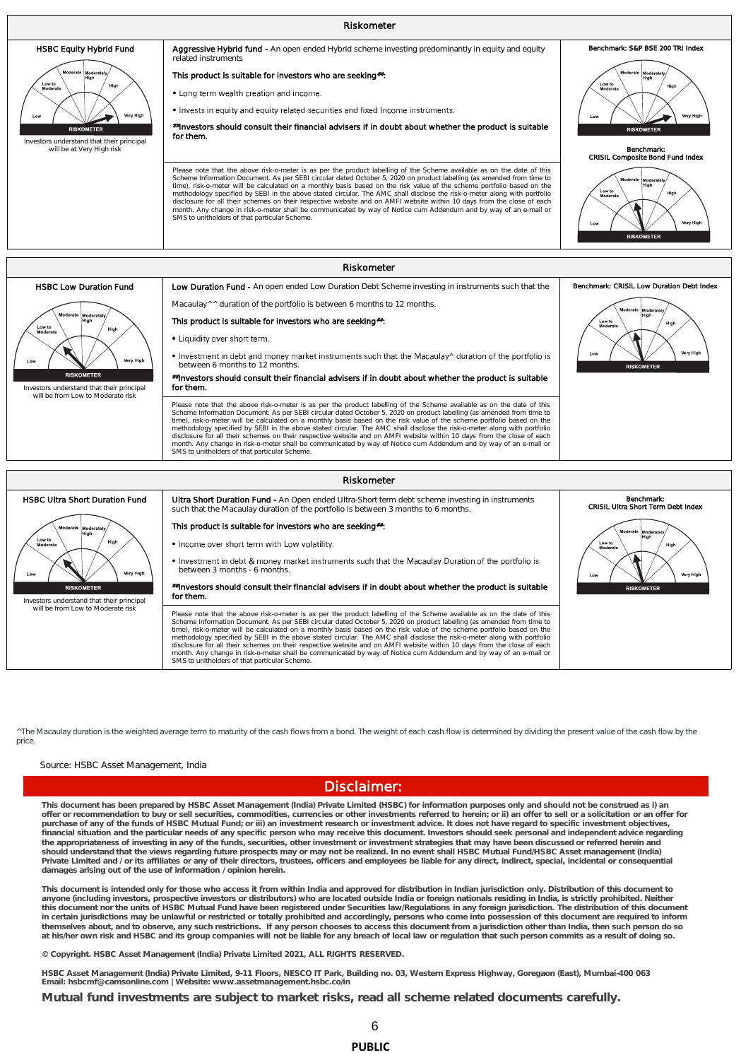## Riskometer

| HSBC Equity Hybrid Fund | | |
|---|---|---|
| Low to Moderate / Moderate / Moderately High / High / Low / Very High — RISKOMETER<br>Investors understand that their principal will be at Very High risk | **Aggressive Hybrid fund -** An open ended Hybrid scheme investing predominantly in equity and equity related instruments<br>**This product is suitable for investors who are seeking##:**<br>• Long term wealth creation and income.<br>• Invests in equity and equity related securities and fixed Income instruments.<br>**##Investors should consult their financial advisers if in doubt about whether the product is suitable for them.** | **Benchmark: S&P BSE 200 TRI Index**<br>RISKOMETER<br>**Benchmark: CRISIL Composite Bond Fund Index**<br>RISKOMETER |
| | Please note that the above risk-o-meter is as per the product labelling of the Scheme available as on the date of this Scheme Information Document. As per SEBI circular dated October 5, 2020 on product labelling (as amended from time to time), risk-o-meter will be calculated on a monthly basis based on the risk value of the scheme portfolio based on the methodology specified by SEBI in the above stated circular. The AMC shall disclose the risk-o-meter along with portfolio disclosure for all their schemes on their respective website and on AMFI website within 10 days from the close of each month. Any change in risk-o-meter shall be communicated by way of Notice cum Addendum and by way of an e-mail or SMS to unitholders of that particular Scheme. | |

## Riskometer

| HSBC Low Duration Fund | | |
|---|---|---|
| RISKOMETER<br>Investors understand that their principal will be from Low to Moderate risk | **Low Duration Fund -** An open ended Low Duration Debt Scheme investing in instruments such that the Macaulay^^ duration of the portfolio is between 6 months to 12 months.<br>**This product is suitable for investors who are seeking##:**<br>• Liquidity over short term.<br>• Investment in debt and money market instruments such that the Macaulay^ duration of the portfolio is between 6 months to 12 months.<br>**##Investors should consult their financial advisers if in doubt about whether the product is suitable for them.** | **Benchmark: CRISIL Low Duration Debt Index**<br>RISKOMETER |
| | Please note that the above risk-o-meter is as per the product labelling of the Scheme available as on the date of this Scheme Information Document. As per SEBI circular dated October 5, 2020 on product labelling (as amended from time to time), risk-o-meter will be calculated on a monthly basis based on the risk value of the scheme portfolio based on the methodology specified by SEBI in the above stated circular. The AMC shall disclose the risk-o-meter along with portfolio disclosure for all their schemes on their respective website and on AMFI website within 10 days from the close of each month. Any change in risk-o-meter shall be communicated by way of Notice cum Addendum and by way of an e-mail or SMS to unitholders of that particular Scheme. | |

## Riskometer

| HSBC Ultra Short Duration Fund | | |
|---|---|---|
| RISKOMETER<br>Investors understand that their principal will be from Low to Moderate risk | **Ultra Short Duration Fund -** An Open ended Ultra-Short term debt scheme investing in instruments such that the Macaulay duration of the portfolio is between 3 months to 6 months.<br>**This product is suitable for investors who are seeking##:**<br>• Income over short term with Low volatility.<br>• Investment in debt & money market instruments such that the Macaulay Duration of the portfolio is between 3 months - 6 months.<br>**##Investors should consult their financial advisers if in doubt about whether the product is suitable for them.** | **Benchmark: CRISIL Ultra Short Term Debt Index**<br>RISKOMETER |
| | Please note that the above risk-o-meter is as per the product labelling of the Scheme available as on the date of this Scheme Information Document. As per SEBI circular dated October 5, 2020 on product labelling (as amended from time to time), risk-o-meter will be calculated on a monthly basis based on the risk value of the scheme portfolio based on the methodology specified by SEBI in the above stated circular. The AMC shall disclose the risk-o-meter along with portfolio disclosure for all their schemes on their respective website and on AMFI website within 10 days from the close of each month. Any change in risk-o-meter shall be communicated by way of Notice cum Addendum and by way of an e-mail or SMS to unitholders of that particular Scheme. | |

^The Macaulay duration is the weighted average term to maturity of the cash flows from a bond. The weight of each cash flow is determined by dividing the present value of the cash flow by the price.

Source: HSBC Asset Management, India

## Disclaimer:

**This document has been prepared by HSBC Asset Management (India) Private Limited (HSBC) for information purposes only and should not be construed as i) an offer or recommendation to buy or sell securities, commodities, currencies or other investments referred to herein; or ii) an offer to sell or a solicitation or an offer for purchase of any of the funds of HSBC Mutual Fund; or iii) an investment research or investment advice. It does not have regard to specific investment objectives, financial situation and the particular needs of any specific person who may receive this document. Investors should seek personal and independent advice regarding the appropriateness of investing in any of the funds, securities, other investment or investment strategies that may have been discussed or referred herein and should understand that the views regarding future prospects may or may not be realized. In no event shall HSBC Mutual Fund/HSBC Asset management (India) Private Limited and / or its affiliates or any of their directors, trustees, officers and employees be liable for any direct, indirect, special, incidental or consequential damages arising out of the use of information / opinion herein.**

**This document is intended only for those who access it from within India and approved for distribution in Indian jurisdiction only. Distribution of this document to anyone (including investors, prospective investors or distributors) who are located outside India or foreign nationals residing in India, is strictly prohibited. Neither this document nor the units of HSBC Mutual Fund have been registered under Securities law/Regulations in any foreign jurisdiction. The distribution of this document in certain jurisdictions may be unlawful or restricted or totally prohibited and accordingly, persons who come into possession of this document are required to inform themselves about, and to observe, any such restrictions. If any person chooses to access this document from a jurisdiction other than India, then such person do so at his/her own risk and HSBC and its group companies will not be liable for any breach of local law or regulation that such person commits as a result of doing so.**

**© Copyright. HSBC Asset Management (India) Private Limited 2021, ALL RIGHTS RESERVED.**

**HSBC Asset Management (India) Private Limited, 9-11 Floors, NESCO IT Park, Building no. 03, Western Express Highway, Goregaon (East), Mumbai-400 063**
**Email: hsbcmf@camsonline.com | Website: www.assetmanagement.hsbc.co/in**

**Mutual fund investments are subject to market risks, read all scheme related documents carefully.**

PUBLIC